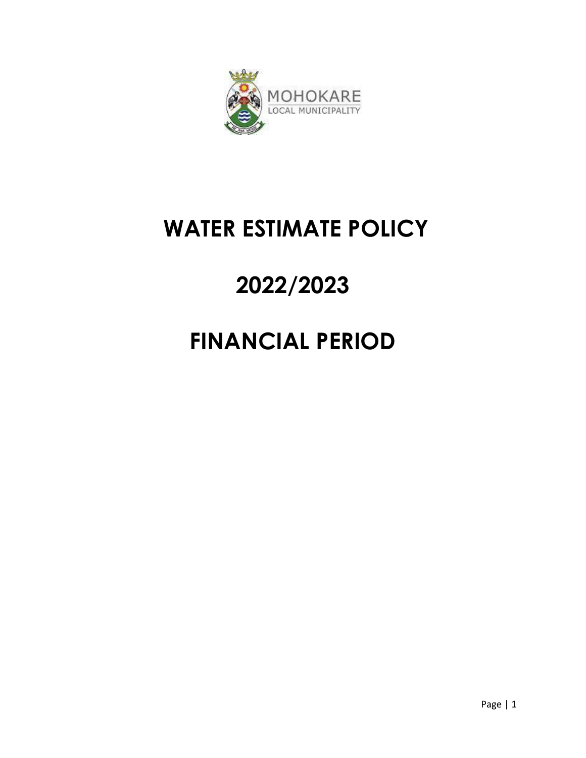MOHOKARE
LOCAL MUNICIPALITY

# WATER ESTIMATE POLICY

# 2022/2023

# FINANCIAL PERIOD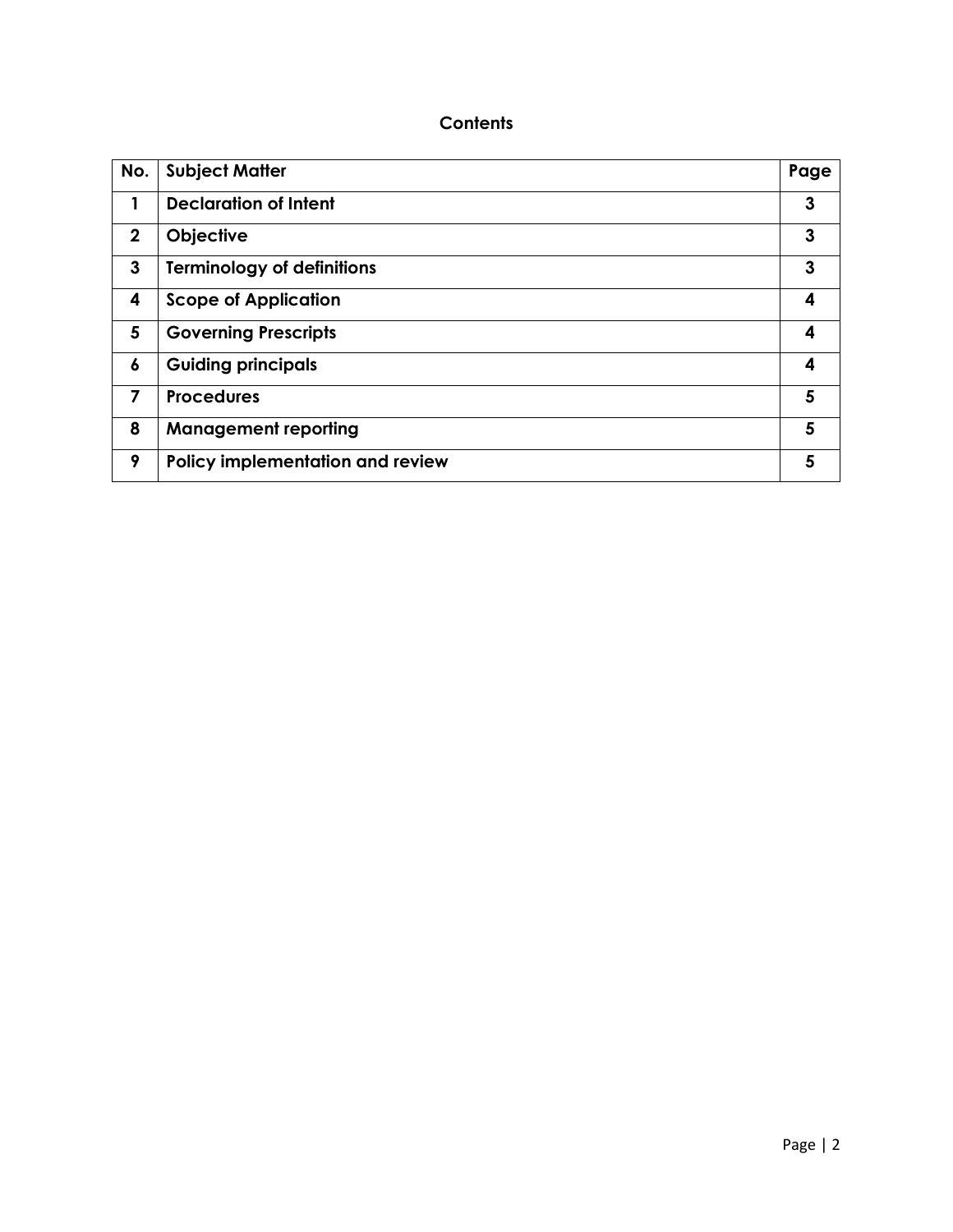## Contents

| No. | Subject Matter | Page |
|---|---|---|
| 1 | **Declaration of Intent** | 3 |
| 2 | **Objective** | 3 |
| 3 | **Terminology of definitions** | 3 |
| 4 | **Scope of Application** | 4 |
| 5 | **Governing Prescripts** | 4 |
| 6 | **Guiding principals** | 4 |
| 7 | **Procedures** | 5 |
| 8 | **Management reporting** | 5 |
| 9 | **Policy implementation and review** | 5 |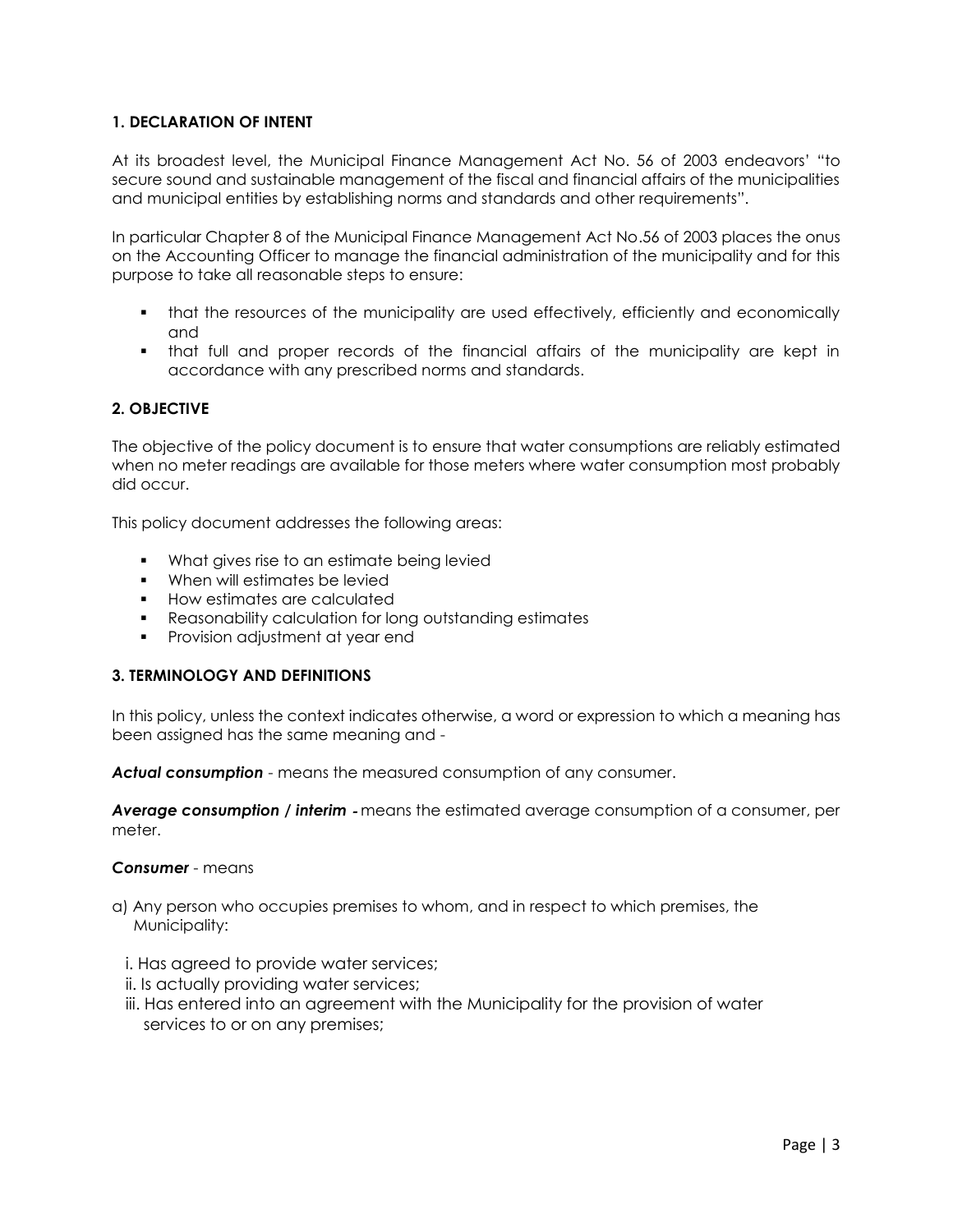## 1. DECLARATION OF INTENT

At its broadest level, the Municipal Finance Management Act No. 56 of 2003 endeavors' "to secure sound and sustainable management of the fiscal and financial affairs of the municipalities and municipal entities by establishing norms and standards and other requirements".

In particular Chapter 8 of the Municipal Finance Management Act No.56 of 2003 places the onus on the Accounting Officer to manage the financial administration of the municipality and for this purpose to take all reasonable steps to ensure:

- that the resources of the municipality are used effectively, efficiently and economically and
- that full and proper records of the financial affairs of the municipality are kept in accordance with any prescribed norms and standards.

## 2. OBJECTIVE

The objective of the policy document is to ensure that water consumptions are reliably estimated when no meter readings are available for those meters where water consumption most probably did occur.

This policy document addresses the following areas:

- What gives rise to an estimate being levied
- When will estimates be levied
- How estimates are calculated
- Reasonability calculation for long outstanding estimates
- Provision adjustment at year end

## 3. TERMINOLOGY AND DEFINITIONS

In this policy, unless the context indicates otherwise, a word or expression to which a meaning has been assigned has the same meaning and -

***Actual consumption*** - means the measured consumption of any consumer.

***Average consumption / interim*** - means the estimated average consumption of a consumer, per meter.

***Consumer*** - means

a) Any person who occupies premises to whom, and in respect to which premises, the Municipality:

   i. Has agreed to provide water services;
   ii. Is actually providing water services;
   iii. Has entered into an agreement with the Municipality for the provision of water services to or on any premises;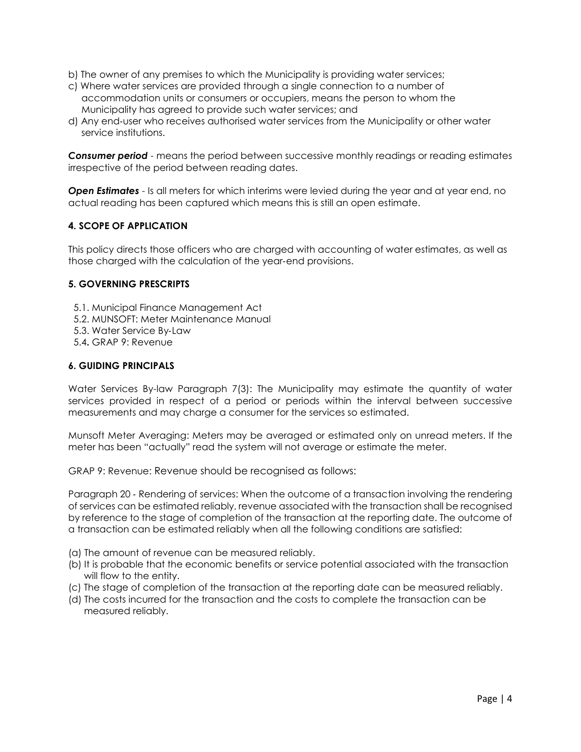b) The owner of any premises to which the Municipality is providing water services;
c) Where water services are provided through a single connection to a number of accommodation units or consumers or occupiers, means the person to whom the Municipality has agreed to provide such water services; and
d) Any end-user who receives authorised water services from the Municipality or other water service institutions.

***Consumer period*** - means the period between successive monthly readings or reading estimates irrespective of the period between reading dates.

***Open Estimates*** - Is all meters for which interims were levied during the year and at year end, no actual reading has been captured which means this is still an open estimate.

#### 4. SCOPE OF APPLICATION

This policy directs those officers who are charged with accounting of water estimates, as well as those charged with the calculation of the year-end provisions.

#### 5. GOVERNING PRESCRIPTS

5.1. Municipal Finance Management Act
5.2. MUNSOFT: Meter Maintenance Manual
5.3. Water Service By-Law
5.4**.** GRAP 9: Revenue

#### 6. GUIDING PRINCIPALS

Water Services By-law Paragraph 7(3): The Municipality may estimate the quantity of water services provided in respect of a period or periods within the interval between successive measurements and may charge a consumer for the services so estimated.

Munsoft Meter Averaging: Meters may be averaged or estimated only on unread meters. If the meter has been "actually" read the system will not average or estimate the meter.

GRAP 9: Revenue: Revenue should be recognised as follows:

Paragraph 20 - Rendering of services: When the outcome of a transaction involving the rendering of services can be estimated reliably, revenue associated with the transaction shall be recognised by reference to the stage of completion of the transaction at the reporting date. The outcome of a transaction can be estimated reliably when all the following conditions are satisfied:

(a) The amount of revenue can be measured reliably.
(b) It is probable that the economic benefits or service potential associated with the transaction will flow to the entity.
(c) The stage of completion of the transaction at the reporting date can be measured reliably.
(d) The costs incurred for the transaction and the costs to complete the transaction can be measured reliably.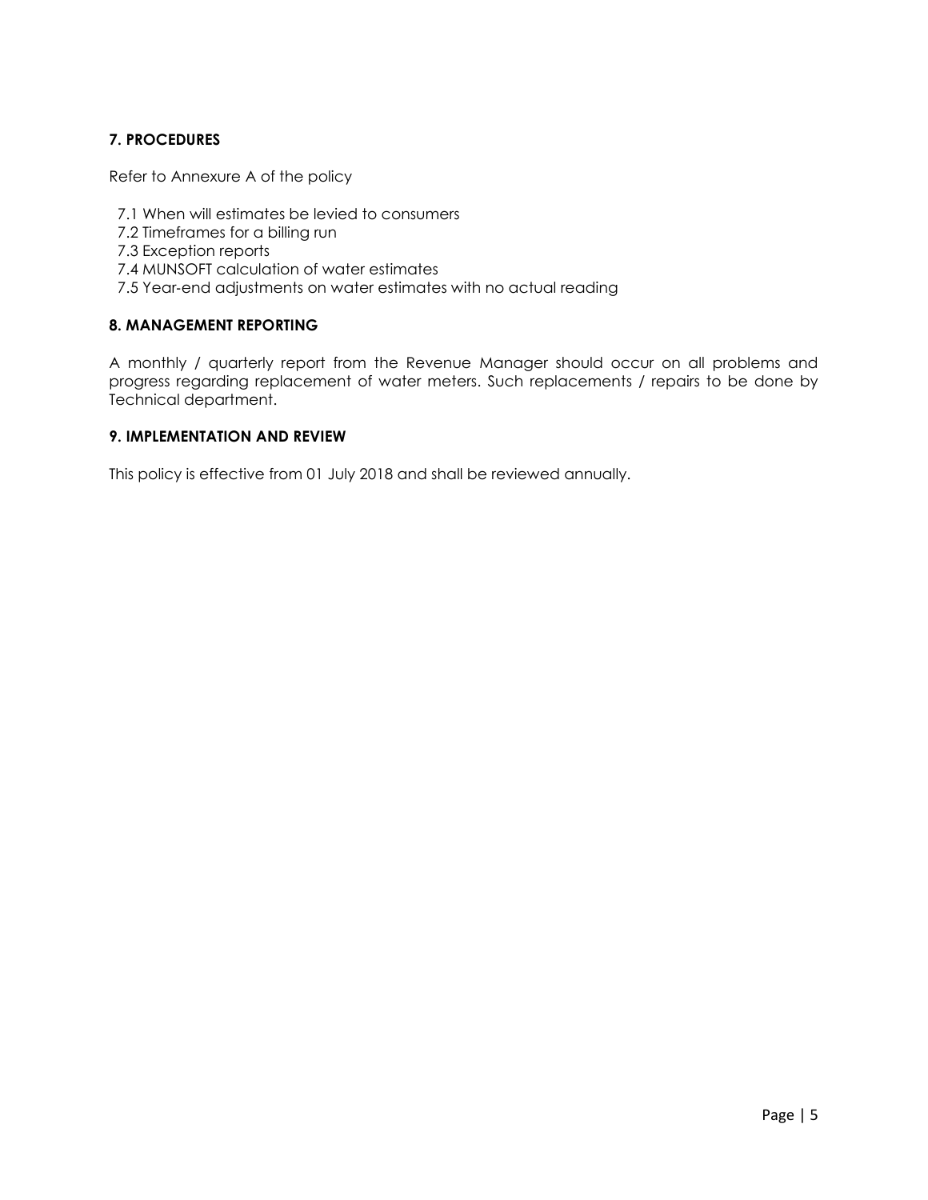## 7. PROCEDURES

Refer to Annexure A of the policy

- 7.1 When will estimates be levied to consumers
- 7.2 Timeframes for a billing run
- 7.3 Exception reports
- 7.4 MUNSOFT calculation of water estimates
- 7.5 Year-end adjustments on water estimates with no actual reading

## 8. MANAGEMENT REPORTING

A monthly / quarterly report from the Revenue Manager should occur on all problems and progress regarding replacement of water meters. Such replacements / repairs to be done by Technical department.

## 9. IMPLEMENTATION AND REVIEW

This policy is effective from 01 July 2018 and shall be reviewed annually.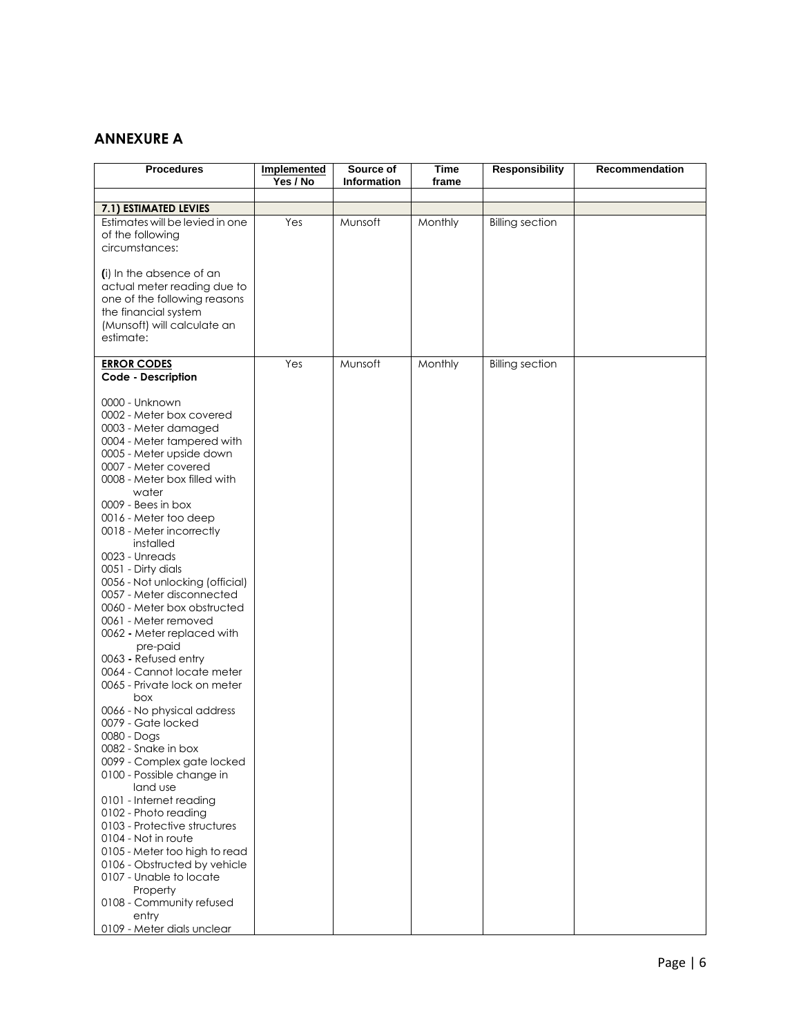## ANNEXURE A

| Procedures | Implemented Yes / No | Source of Information | Time frame | Responsibility | Recommendation |
|---|---|---|---|---|---|
| | | | | | |
| **7.1) ESTIMATED LEVIES** | | | | | |
| Estimates will be levied in one of the following circumstances:<br><br>(i) In the absence of an actual meter reading due to one of the following reasons the financial system (Munsoft) will calculate an estimate: | Yes | Munsoft | Monthly | Billing section | |
| **ERROR CODES**<br>**Code - Description**<br><br>0000 - Unknown<br>0002 - Meter box covered<br>0003 - Meter damaged<br>0004 - Meter tampered with<br>0005 - Meter upside down<br>0007 - Meter covered<br>0008 - Meter box filled with water<br>0009 - Bees in box<br>0016 - Meter too deep<br>0018 - Meter incorrectly installed<br>0023 - Unreads<br>0051 - Dirty dials<br>0056 - Not unlocking (official)<br>0057 - Meter disconnected<br>0060 - Meter box obstructed<br>0061 - Meter removed<br>0062 - Meter replaced with pre-paid<br>0063 - Refused entry<br>0064 - Cannot locate meter<br>0065 - Private lock on meter box<br>0066 - No physical address<br>0079 - Gate locked<br>0080 - Dogs<br>0082 - Snake in box<br>0099 - Complex gate locked<br>0100 - Possible change in land use<br>0101 - Internet reading<br>0102 - Photo reading<br>0103 - Protective structures<br>0104 - Not in route<br>0105 - Meter too high to read<br>0106 - Obstructed by vehicle<br>0107 - Unable to locate Property<br>0108 - Community refused entry<br>0109 - Meter dials unclear | Yes | Munsoft | Monthly | Billing section | |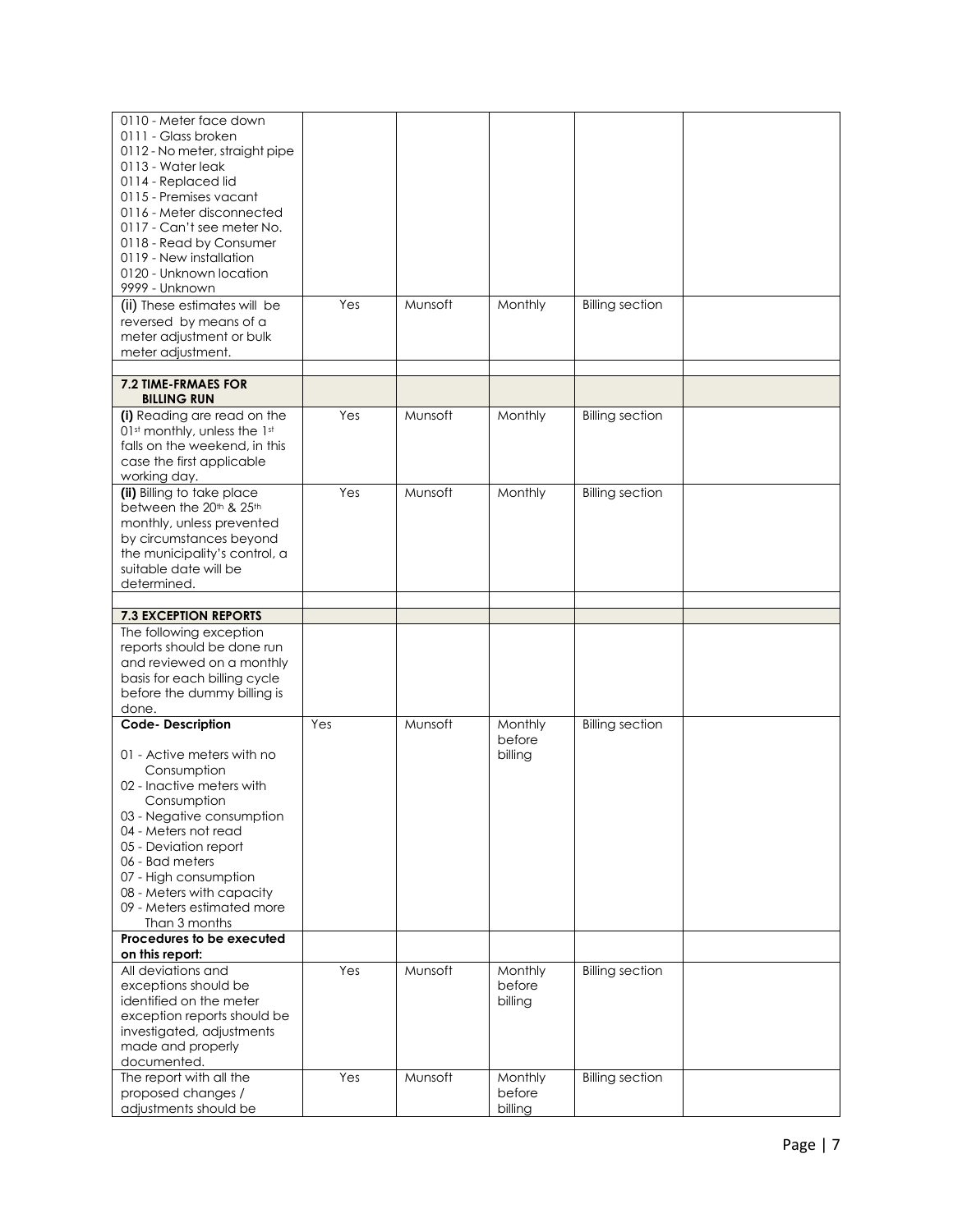| | | | | | |
|---|---|---|---|---|---|
| 0110 - Meter face down<br>0111 - Glass broken<br>0112 - No meter, straight pipe<br>0113 - Water leak<br>0114 - Replaced lid<br>0115 - Premises vacant<br>0116 - Meter disconnected<br>0117 - Can't see meter No.<br>0118 - Read by Consumer<br>0119 - New installation<br>0120 - Unknown location<br>9999 - Unknown | | | | | |
| **(ii)** These estimates will be reversed by means of a meter adjustment or bulk meter adjustment. | Yes | Munsoft | Monthly | Billing section | |
| | | | | | |
| **7.2 TIME-FRMAES FOR BILLING RUN** | | | | | |
| **(i)** Reading are read on the 01st monthly, unless the 1st falls on the weekend, in this case the first applicable working day. | Yes | Munsoft | Monthly | Billing section | |
| **(ii)** Billing to take place between the 20th & 25th monthly, unless prevented by circumstances beyond the municipality's control, a suitable date will be determined. | Yes | Munsoft | Monthly | Billing section | |
| | | | | | |
| **7.3 EXCEPTION REPORTS** | | | | | |
| The following exception reports should be done run and reviewed on a monthly basis for each billing cycle before the dummy billing is done. | | | | | |
| **Code- Description**<br><br>01 - Active meters with no Consumption<br>02 - Inactive meters with Consumption<br>03 - Negative consumption<br>04 - Meters not read<br>05 - Deviation report<br>06 - Bad meters<br>07 - High consumption<br>08 - Meters with capacity<br>09 - Meters estimated more Than 3 months | Yes | Munsoft | Monthly before billing | Billing section | |
| **Procedures to be executed on this report:** | | | | | |
| All deviations and exceptions should be identified on the meter exception reports should be investigated, adjustments made and properly documented. | Yes | Munsoft | Monthly before billing | Billing section | |
| The report with all the proposed changes / adjustments should be | Yes | Munsoft | Monthly before billing | Billing section | |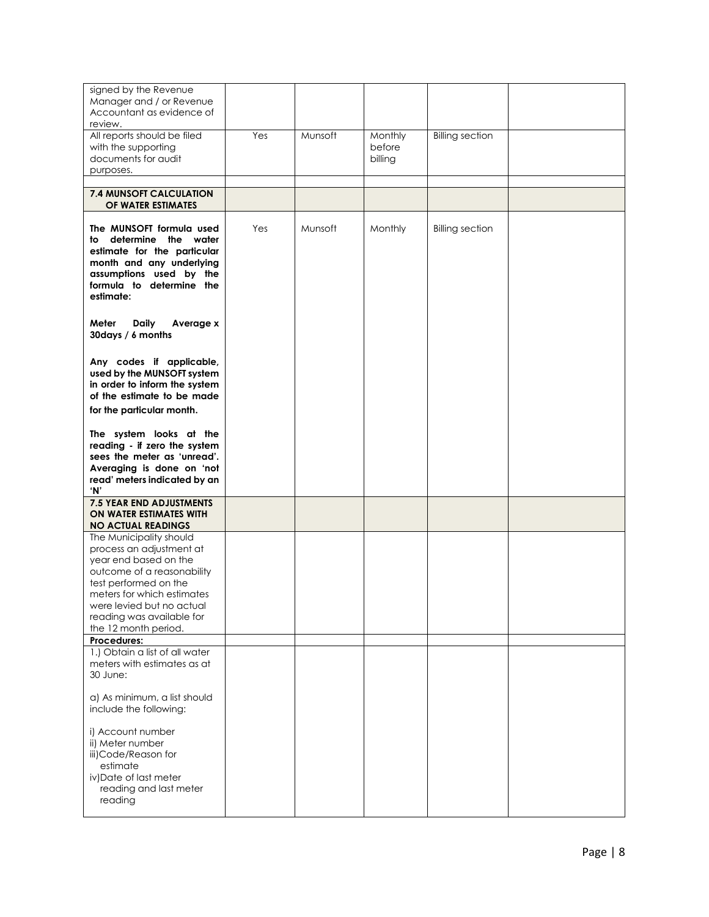| | | | | | |
|---|---|---|---|---|---|
| signed by the Revenue Manager and / or Revenue Accountant as evidence of review. | | | | | |
| All reports should be filed with the supporting documents for audit purposes. | Yes | Munsoft | Monthly before billing | Billing section | |
| | | | | | |
| **7.4 MUNSOFT CALCULATION OF WATER ESTIMATES** | | | | | |
| **The MUNSOFT formula used to determine the water estimate for the particular month and any underlying assumptions used by the formula to determine the estimate:**<br><br>**Meter Daily Average x 30days / 6 months**<br><br>**Any codes if applicable, used by the MUNSOFT system in order to inform the system of the estimate to be made for the particular month.**<br><br>**The system looks at the reading - if zero the system sees the meter as 'unread'. Averaging is done on 'not read' meters indicated by an 'N'** | Yes | Munsoft | Monthly | Billing section | |
| **7.5 YEAR END ADJUSTMENTS ON WATER ESTIMATES WITH NO ACTUAL READINGS** | | | | | |
| The Municipality should process an adjustment at year end based on the outcome of a reasonability test performed on the meters for which estimates were levied but no actual reading was available for the 12 month period. | | | | | |
| **Procedures:** | | | | | |
| 1.) Obtain a list of all water meters with estimates as at 30 June:<br><br>a) As minimum, a list should include the following:<br><br>i) Account number<br>ii) Meter number<br>iii)Code/Reason for estimate<br>iv)Date of last meter reading and last meter reading | | | | | |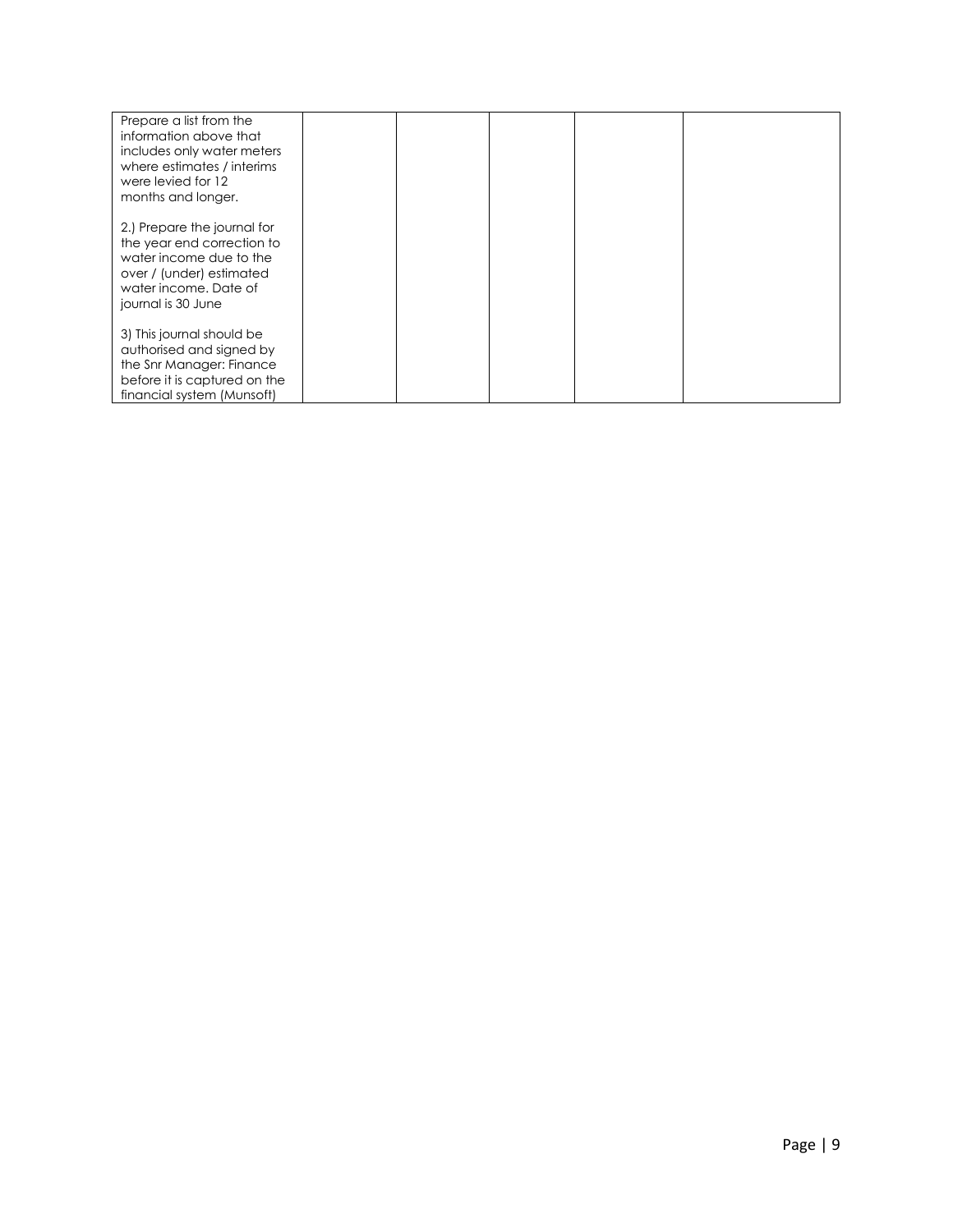| | | | | | |
|---|---|---|---|---|---|
| Prepare a list from the information above that includes only water meters where estimates / interims were levied for 12 months and longer.<br><br>2.) Prepare the journal for the year end correction to water income due to the over / (under) estimated water income. Date of journal is 30 June<br><br>3) This journal should be authorised and signed by the Snr Manager: Finance before it is captured on the financial system (Munsoft) | | | | | |